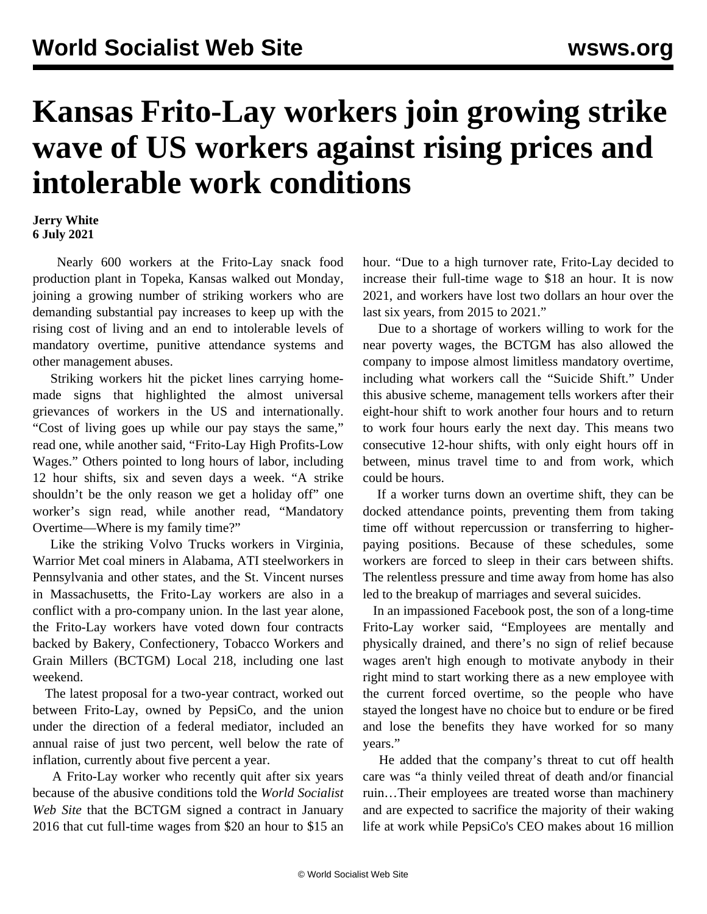# Kansas Frito-Lay workers join growing strike wave of US workers against rising prices and intolerable work conditions

**Jerry White**
**6 July 2021**

Nearly 600 workers at the Frito-Lay snack food production plant in Topeka, Kansas walked out Monday, joining a growing number of striking workers who are demanding substantial pay increases to keep up with the rising cost of living and an end to intolerable levels of mandatory overtime, punitive attendance systems and other management abuses.

Striking workers hit the picket lines carrying home-made signs that highlighted the almost universal grievances of workers in the US and internationally. "Cost of living goes up while our pay stays the same," read one, while another said, "Frito-Lay High Profits-Low Wages." Others pointed to long hours of labor, including 12 hour shifts, six and seven days a week. "A strike shouldn't be the only reason we get a holiday off" one worker's sign read, while another read, "Mandatory Overtime—Where is my family time?"

Like the striking Volvo Trucks workers in Virginia, Warrior Met coal miners in Alabama, ATI steelworkers in Pennsylvania and other states, and the St. Vincent nurses in Massachusetts, the Frito-Lay workers are also in a conflict with a pro-company union. In the last year alone, the Frito-Lay workers have voted down four contracts backed by Bakery, Confectionery, Tobacco Workers and Grain Millers (BCTGM) Local 218, including one last weekend.

The latest proposal for a two-year contract, worked out between Frito-Lay, owned by PepsiCo, and the union under the direction of a federal mediator, included an annual raise of just two percent, well below the rate of inflation, currently about five percent a year.

A Frito-Lay worker who recently quit after six years because of the abusive conditions told the *World Socialist Web Site* that the BCTGM signed a contract in January 2016 that cut full-time wages from $20 an hour to $15 an hour. "Due to a high turnover rate, Frito-Lay decided to increase their full-time wage to $18 an hour. It is now 2021, and workers have lost two dollars an hour over the last six years, from 2015 to 2021."

Due to a shortage of workers willing to work for the near poverty wages, the BCTGM has also allowed the company to impose almost limitless mandatory overtime, including what workers call the "Suicide Shift." Under this abusive scheme, management tells workers after their eight-hour shift to work another four hours and to return to work four hours early the next day. This means two consecutive 12-hour shifts, with only eight hours off in between, minus travel time to and from work, which could be hours.

If a worker turns down an overtime shift, they can be docked attendance points, preventing them from taking time off without repercussion or transferring to higher-paying positions. Because of these schedules, some workers are forced to sleep in their cars between shifts. The relentless pressure and time away from home has also led to the breakup of marriages and several suicides.

In an impassioned Facebook post, the son of a long-time Frito-Lay worker said, "Employees are mentally and physically drained, and there's no sign of relief because wages aren't high enough to motivate anybody in their right mind to start working there as a new employee with the current forced overtime, so the people who have stayed the longest have no choice but to endure or be fired and lose the benefits they have worked for so many years."

He added that the company's threat to cut off health care was "a thinly veiled threat of death and/or financial ruin…Their employees are treated worse than machinery and are expected to sacrifice the majority of their waking life at work while PepsiCo's CEO makes about 16 million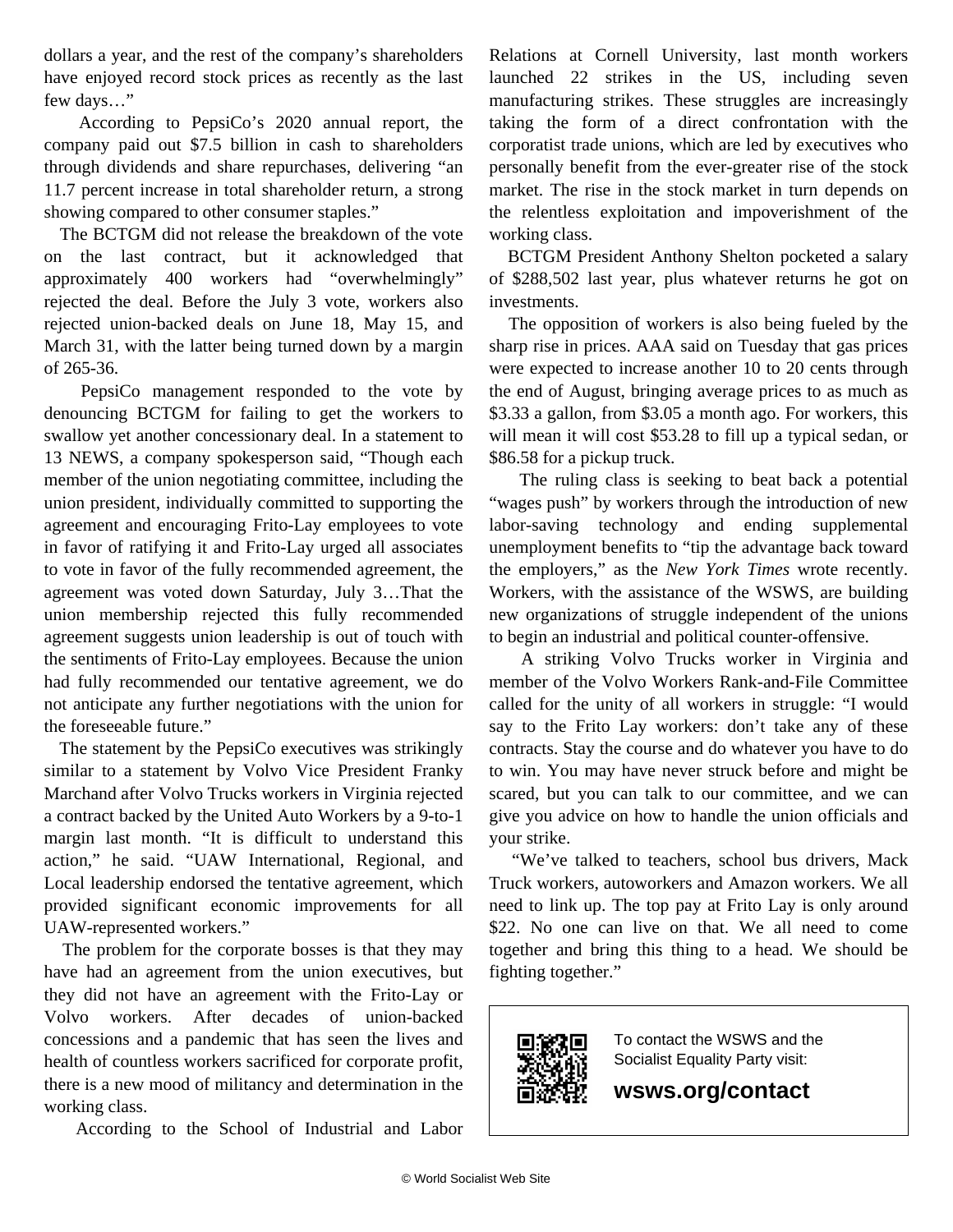dollars a year, and the rest of the company's shareholders have enjoyed record stock prices as recently as the last few days…"

According to PepsiCo's 2020 annual report, the company paid out $7.5 billion in cash to shareholders through dividends and share repurchases, delivering "an 11.7 percent increase in total shareholder return, a strong showing compared to other consumer staples."

The BCTGM did not release the breakdown of the vote on the last contract, but it acknowledged that approximately 400 workers had "overwhelmingly" rejected the deal. Before the July 3 vote, workers also rejected union-backed deals on June 18, May 15, and March 31, with the latter being turned down by a margin of 265-36.

PepsiCo management responded to the vote by denouncing BCTGM for failing to get the workers to swallow yet another concessionary deal. In a statement to 13 NEWS, a company spokesperson said, "Though each member of the union negotiating committee, including the union president, individually committed to supporting the agreement and encouraging Frito-Lay employees to vote in favor of ratifying it and Frito-Lay urged all associates to vote in favor of the fully recommended agreement, the agreement was voted down Saturday, July 3…That the union membership rejected this fully recommended agreement suggests union leadership is out of touch with the sentiments of Frito-Lay employees. Because the union had fully recommended our tentative agreement, we do not anticipate any further negotiations with the union for the foreseeable future."

The statement by the PepsiCo executives was strikingly similar to a statement by Volvo Vice President Franky Marchand after Volvo Trucks workers in Virginia rejected a contract backed by the United Auto Workers by a 9-to-1 margin last month. "It is difficult to understand this action," he said. "UAW International, Regional, and Local leadership endorsed the tentative agreement, which provided significant economic improvements for all UAW-represented workers."

The problem for the corporate bosses is that they may have had an agreement from the union executives, but they did not have an agreement with the Frito-Lay or Volvo workers. After decades of union-backed concessions and a pandemic that has seen the lives and health of countless workers sacrificed for corporate profit, there is a new mood of militancy and determination in the working class.

According to the School of Industrial and Labor Relations at Cornell University, last month workers launched 22 strikes in the US, including seven manufacturing strikes. These struggles are increasingly taking the form of a direct confrontation with the corporatist trade unions, which are led by executives who personally benefit from the ever-greater rise of the stock market. The rise in the stock market in turn depends on the relentless exploitation and impoverishment of the working class.

BCTGM President Anthony Shelton pocketed a salary of $288,502 last year, plus whatever returns he got on investments.

The opposition of workers is also being fueled by the sharp rise in prices. AAA said on Tuesday that gas prices were expected to increase another 10 to 20 cents through the end of August, bringing average prices to as much as $3.33 a gallon, from $3.05 a month ago. For workers, this will mean it will cost $53.28 to fill up a typical sedan, or $86.58 for a pickup truck.

The ruling class is seeking to beat back a potential "wages push" by workers through the introduction of new labor-saving technology and ending supplemental unemployment benefits to "tip the advantage back toward the employers," as the *New York Times* wrote recently. Workers, with the assistance of the WSWS, are building new organizations of struggle independent of the unions to begin an industrial and political counter-offensive.

A striking Volvo Trucks worker in Virginia and member of the Volvo Workers Rank-and-File Committee called for the unity of all workers in struggle: "I would say to the Frito Lay workers: don't take any of these contracts. Stay the course and do whatever you have to do to win. You may have never struck before and might be scared, but you can talk to our committee, and we can give you advice on how to handle the union officials and your strike.

"We've talked to teachers, school bus drivers, Mack Truck workers, autoworkers and Amazon workers. We all need to link up. The top pay at Frito Lay is only around $22. No one can live on that. We all need to come together and bring this thing to a head. We should be fighting together."

To contact the WSWS and the Socialist Equality Party visit:

**wsws.org/contact**